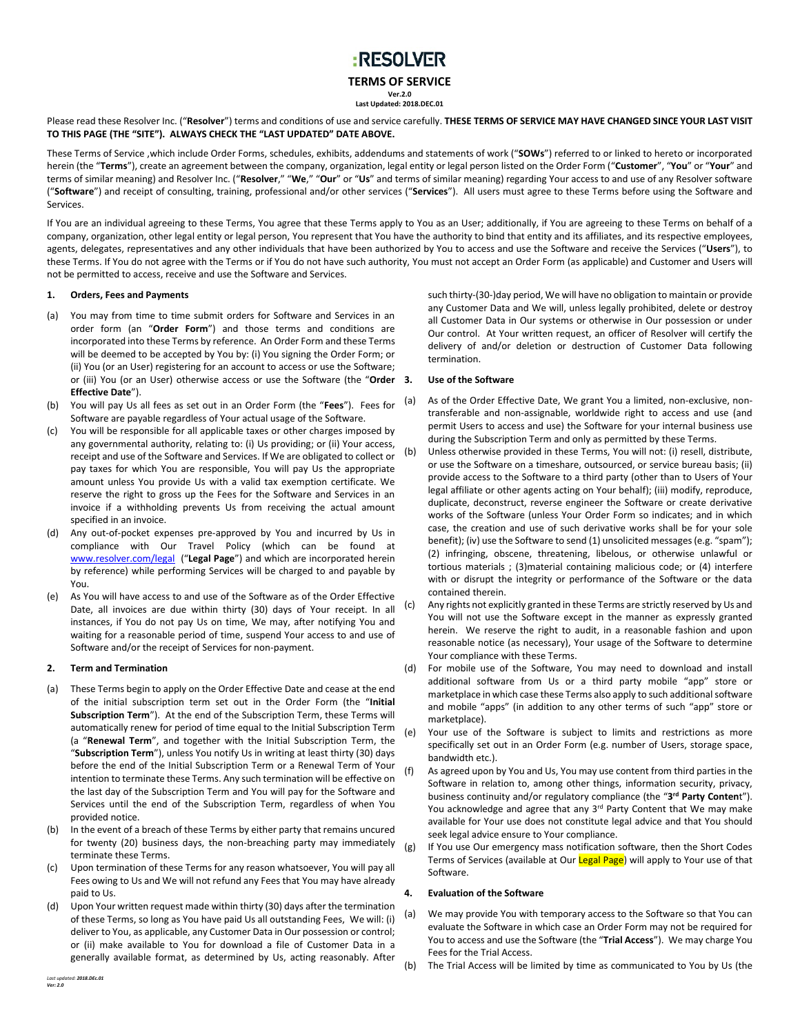# :RESOLVER

## TERMS OF SERVICE

**Ver.2.0**
**Last Updated: 2018.DEC.01**

Please read these Resolver Inc. ("**Resolver**") terms and conditions of use and service carefully. **THESE TERMS OF SERVICE MAY HAVE CHANGED SINCE YOUR LAST VISIT TO THIS PAGE (THE "SITE"). ALWAYS CHECK THE "LAST UPDATED" DATE ABOVE.**

These Terms of Service ,which include Order Forms, schedules, exhibits, addendums and statements of work ("**SOWs**") referred to or linked to hereto or incorporated herein (the "**Terms**"), create an agreement between the company, organization, legal entity or legal person listed on the Order Form ("**Customer**", "**You**" or "**Your**" and terms of similar meaning) and Resolver Inc. ("**Resolver**," "**We**," "**Our**" or "**Us**" and terms of similar meaning) regarding Your access to and use of any Resolver software ("**Software**") and receipt of consulting, training, professional and/or other services ("**Services**"). All users must agree to these Terms before using the Software and Services.

If You are an individual agreeing to these Terms, You agree that these Terms apply to You as an User; additionally, if You are agreeing to these Terms on behalf of a company, organization, other legal entity or legal person, You represent that You have the authority to bind that entity and its affiliates, and its respective employees, agents, delegates, representatives and any other individuals that have been authorized by You to access and use the Software and receive the Services ("**Users**"), to these Terms. If You do not agree with the Terms or if You do not have such authority, You must not accept an Order Form (as applicable) and Customer and Users will not be permitted to access, receive and use the Software and Services.

### 1. Orders, Fees and Payments

(a) You may from time to time submit orders for Software and Services in an order form (an "**Order Form**") and those terms and conditions are incorporated into these Terms by reference. An Order Form and these Terms will be deemed to be accepted by You by: (i) You signing the Order Form; or (ii) You (or an User) registering for an account to access or use the Software; or (iii) You (or an User) otherwise access or use the Software (the "**Order Effective Date**").

(b) You will pay Us all fees as set out in an Order Form (the "**Fees**"). Fees for Software are payable regardless of Your actual usage of the Software.

(c) You will be responsible for all applicable taxes or other charges imposed by any governmental authority, relating to: (i) Us providing; or (ii) Your access, receipt and use of the Software and Services. If We are obligated to collect or pay taxes for which You are responsible, You will pay Us the appropriate amount unless You provide Us with a valid tax exemption certificate. We reserve the right to gross up the Fees for the Software and Services in an invoice if a withholding prevents Us from receiving the actual amount specified in an invoice.

(d) Any out-of-pocket expenses pre-approved by You and incurred by Us in compliance with Our Travel Policy (which can be found at www.resolver.com/legal ("**Legal Page**") and which are incorporated herein by reference) while performing Services will be charged to and payable by You.

(e) As You will have access to and use of the Software as of the Order Effective Date, all invoices are due within thirty (30) days of Your receipt. In all instances, if You do not pay Us on time, We may, after notifying You and waiting for a reasonable period of time, suspend Your access to and use of Software and/or the receipt of Services for non-payment.

### 2. Term and Termination

(a) These Terms begin to apply on the Order Effective Date and cease at the end of the initial subscription term set out in the Order Form (the "**Initial Subscription Term**"). At the end of the Subscription Term, these Terms will automatically renew for period of time equal to the Initial Subscription Term (a "**Renewal Term**", and together with the Initial Subscription Term, the "**Subscription Term**"), unless You notify Us in writing at least thirty (30) days before the end of the Initial Subscription Term or a Renewal Term of Your intention to terminate these Terms. Any such termination will be effective on the last day of the Subscription Term and You will pay for the Software and Services until the end of the Subscription Term, regardless of when You provided notice.

(b) In the event of a breach of these Terms by either party that remains uncured for twenty (20) business days, the non-breaching party may immediately terminate these Terms.

(c) Upon termination of these Terms for any reason whatsoever, You will pay all Fees owing to Us and We will not refund any Fees that You may have already paid to Us.

(d) Upon Your written request made within thirty (30) days after the termination of these Terms, so long as You have paid Us all outstanding Fees, We will: (i) deliver to You, as applicable, any Customer Data in Our possession or control; or (ii) make available to You for download a file of Customer Data in a generally available format, as determined by Us, acting reasonably. After such thirty-(30-)day period, We will have no obligation to maintain or provide any Customer Data and We will, unless legally prohibited, delete or destroy all Customer Data in Our systems or otherwise in Our possession or under Our control. At Your written request, an officer of Resolver will certify the delivery of and/or deletion or destruction of Customer Data following termination.

### 3. Use of the Software

(a) As of the Order Effective Date, We grant You a limited, non-exclusive, non-transferable and non-assignable, worldwide right to access and use (and permit Users to access and use) the Software for your internal business use during the Subscription Term and only as permitted by these Terms.

(b) Unless otherwise provided in these Terms, You will not: (i) resell, distribute, or use the Software on a timeshare, outsourced, or service bureau basis; (ii) provide access to the Software to a third party (other than to Users of Your legal affiliate or other agents acting on Your behalf); (iii) modify, reproduce, duplicate, deconstruct, reverse engineer the Software or create derivative works of the Software (unless Your Order Form so indicates; and in which case, the creation and use of such derivative works shall be for your sole benefit); (iv) use the Software to send (1) unsolicited messages (e.g. "spam"); (2) infringing, obscene, threatening, libelous, or otherwise unlawful or tortious materials ; (3)material containing malicious code; or (4) interfere with or disrupt the integrity or performance of the Software or the data contained therein.

(c) Any rights not explicitly granted in these Terms are strictly reserved by Us and You will not use the Software except in the manner as expressly granted herein. We reserve the right to audit, in a reasonable fashion and upon reasonable notice (as necessary), Your usage of the Software to determine Your compliance with these Terms.

(d) For mobile use of the Software, You may need to download and install additional software from Us or a third party mobile "app" store or marketplace in which case these Terms also apply to such additional software and mobile "apps" (in addition to any other terms of such "app" store or marketplace).

(e) Your use of the Software is subject to limits and restrictions as more specifically set out in an Order Form (e.g. number of Users, storage space, bandwidth etc.).

(f) As agreed upon by You and Us, You may use content from third parties in the Software in relation to, among other things, information security, privacy, business continuity and/or regulatory compliance (the "**3rd Party Content**"). You acknowledge and agree that any 3rd Party Content that We may make available for Your use does not constitute legal advice and that You should seek legal advice ensure to Your compliance.

(g) If You use Our emergency mass notification software, then the Short Codes Terms of Services (available at Our Legal Page) will apply to Your use of that Software.

### 4. Evaluation of the Software

(a) We may provide You with temporary access to the Software so that You can evaluate the Software in which case an Order Form may not be required for You to access and use the Software (the "**Trial Access**"). We may charge You Fees for the Trial Access.

(b) The Trial Access will be limited by time as communicated to You by Us (the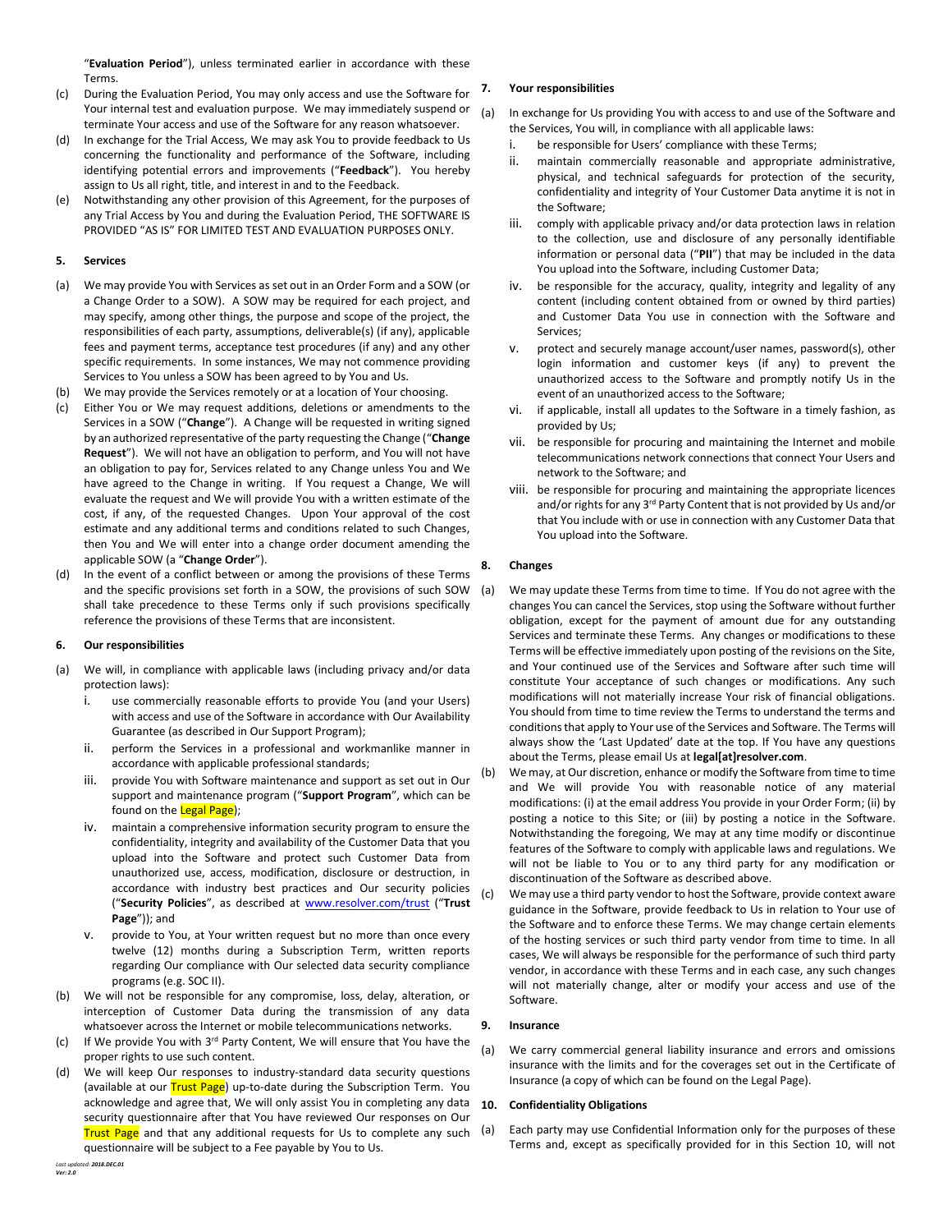"**Evaluation Period**"), unless terminated earlier in accordance with these Terms.

(c) During the Evaluation Period, You may only access and use the Software for Your internal test and evaluation purpose. We may immediately suspend or terminate Your access and use of the Software for any reason whatsoever.

(d) In exchange for the Trial Access, We may ask You to provide feedback to Us concerning the functionality and performance of the Software, including identifying potential errors and improvements ("**Feedback**"). You hereby assign to Us all right, title, and interest in and to the Feedback.

(e) Notwithstanding any other provision of this Agreement, for the purposes of any Trial Access by You and during the Evaluation Period, THE SOFTWARE IS PROVIDED "AS IS" FOR LIMITED TEST AND EVALUATION PURPOSES ONLY.

**5. Services**

(a) We may provide You with Services as set out in an Order Form and a SOW (or a Change Order to a SOW). A SOW may be required for each project, and may specify, among other things, the purpose and scope of the project, the responsibilities of each party, assumptions, deliverable(s) (if any), applicable fees and payment terms, acceptance test procedures (if any) and any other specific requirements. In some instances, We may not commence providing Services to You unless a SOW has been agreed to by You and Us.

(b) We may provide the Services remotely or at a location of Your choosing.

(c) Either You or We may request additions, deletions or amendments to the Services in a SOW ("**Change**"). A Change will be requested in writing signed by an authorized representative of the party requesting the Change ("**Change Request**"). We will not have an obligation to perform, and You will not have an obligation to pay for, Services related to any Change unless You and We have agreed to the Change in writing. If You request a Change, We will evaluate the request and We will provide You with a written estimate of the cost, if any, of the requested Changes. Upon Your approval of the cost estimate and any additional terms and conditions related to such Changes, then You and We will enter into a change order document amending the applicable SOW (a "**Change Order**").

(d) In the event of a conflict between or among the provisions of these Terms and the specific provisions set forth in a SOW, the provisions of such SOW shall take precedence to these Terms only if such provisions specifically reference the provisions of these Terms that are inconsistent.

**6. Our responsibilities**

(a) We will, in compliance with applicable laws (including privacy and/or data protection laws):

i. use commercially reasonable efforts to provide You (and your Users) with access and use of the Software in accordance with Our Availability Guarantee (as described in Our Support Program);

ii. perform the Services in a professional and workmanlike manner in accordance with applicable professional standards;

iii. provide You with Software maintenance and support as set out in Our support and maintenance program ("**Support Program**", which can be found on the Legal Page);

iv. maintain a comprehensive information security program to ensure the confidentiality, integrity and availability of the Customer Data that you upload into the Software and protect such Customer Data from unauthorized use, access, modification, disclosure or destruction, in accordance with industry best practices and Our security policies ("**Security Policies**", as described at www.resolver.com/trust ("**Trust Page**")); and

v. provide to You, at Your written request but no more than once every twelve (12) months during a Subscription Term, written reports regarding Our compliance with Our selected data security compliance programs (e.g. SOC II).

(b) We will not be responsible for any compromise, loss, delay, alteration, or interception of Customer Data during the transmission of any data whatsoever across the Internet or mobile telecommunications networks.

(c) If We provide You with 3rd Party Content, We will ensure that You have the proper rights to use such content.

(d) We will keep Our responses to industry-standard data security questions (available at our Trust Page) up-to-date during the Subscription Term. You acknowledge and agree that, We will only assist You in completing any data security questionnaire after that You have reviewed Our responses on Our Trust Page and that any additional requests for Us to complete any such questionnaire will be subject to a Fee payable by You to Us.

**7. Your responsibilities**

(a) In exchange for Us providing You with access to and use of the Software and the Services, You will, in compliance with all applicable laws:

i. be responsible for Users' compliance with these Terms;

ii. maintain commercially reasonable and appropriate administrative, physical, and technical safeguards for protection of the security, confidentiality and integrity of Your Customer Data anytime it is not in the Software;

iii. comply with applicable privacy and/or data protection laws in relation to the collection, use and disclosure of any personally identifiable information or personal data ("**PII**") that may be included in the data You upload into the Software, including Customer Data;

iv. be responsible for the accuracy, quality, integrity and legality of any content (including content obtained from or owned by third parties) and Customer Data You use in connection with the Software and Services;

v. protect and securely manage account/user names, password(s), other login information and customer keys (if any) to prevent the unauthorized access to the Software and promptly notify Us in the event of an unauthorized access to the Software;

vi. if applicable, install all updates to the Software in a timely fashion, as provided by Us;

vii. be responsible for procuring and maintaining the Internet and mobile telecommunications network connections that connect Your Users and network to the Software; and

viii. be responsible for procuring and maintaining the appropriate licences and/or rights for any 3rd Party Content that is not provided by Us and/or that You include with or use in connection with any Customer Data that You upload into the Software.

**8. Changes**

(a) We may update these Terms from time to time. If You do not agree with the changes You can cancel the Services, stop using the Software without further obligation, except for the payment of amount due for any outstanding Services and terminate these Terms. Any changes or modifications to these Terms will be effective immediately upon posting of the revisions on the Site, and Your continued use of the Services and Software after such time will constitute Your acceptance of such changes or modifications. Any such modifications will not materially increase Your risk of financial obligations. You should from time to time review the Terms to understand the terms and conditions that apply to Your use of the Services and Software. The Terms will always show the 'Last Updated' date at the top. If You have any questions about the Terms, please email Us at **legal[at]resolver.com**.

(b) We may, at Our discretion, enhance or modify the Software from time to time and We will provide You with reasonable notice of any material modifications: (i) at the email address You provide in your Order Form; (ii) by posting a notice to this Site; or (iii) by posting a notice in the Software. Notwithstanding the foregoing, We may at any time modify or discontinue features of the Software to comply with applicable laws and regulations. We will not be liable to You or to any third party for any modification or discontinuation of the Software as described above.

(c) We may use a third party vendor to host the Software, provide context aware guidance in the Software, provide feedback to Us in relation to Your use of the Software and to enforce these Terms. We may change certain elements of the hosting services or such third party vendor from time to time. In all cases, We will always be responsible for the performance of such third party vendor, in accordance with these Terms and in each case, any such changes will not materially change, alter or modify your access and use of the Software.

**9. Insurance**

(a) We carry commercial general liability insurance and errors and omissions insurance with the limits and for the coverages set out in the Certificate of Insurance (a copy of which can be found on the Legal Page).

**10. Confidentiality Obligations**

(a) Each party may use Confidential Information only for the purposes of these Terms and, except as specifically provided for in this Section 10, will not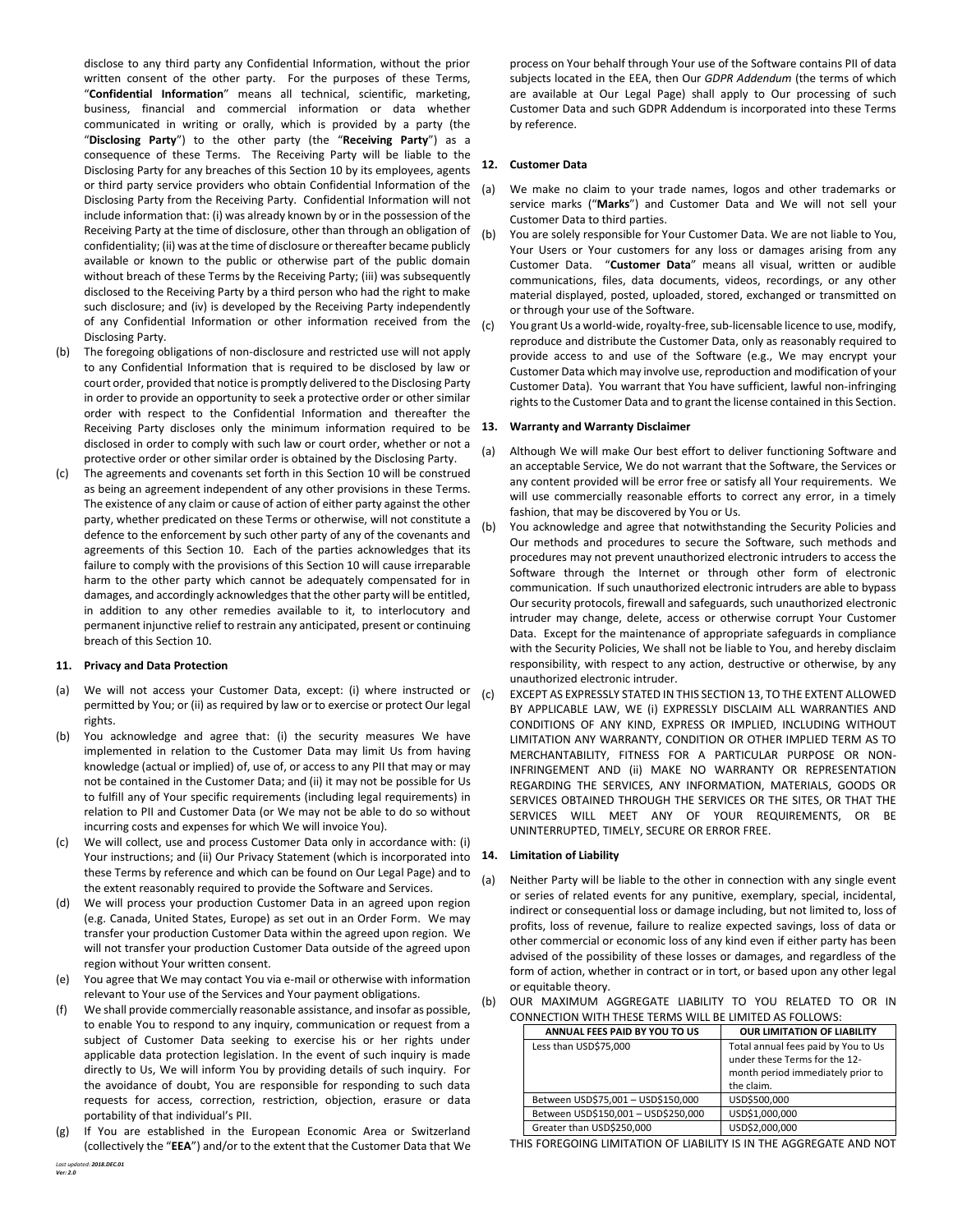disclose to any third party any Confidential Information, without the prior written consent of the other party. For the purposes of these Terms, "**Confidential Information**" means all technical, scientific, marketing, business, financial and commercial information or data whether communicated in writing or orally, which is provided by a party (the "**Disclosing Party**") to the other party (the "**Receiving Party**") as a consequence of these Terms. The Receiving Party will be liable to the Disclosing Party for any breaches of this Section 10 by its employees, agents or third party service providers who obtain Confidential Information of the Disclosing Party from the Receiving Party. Confidential Information will not include information that: (i) was already known by or in the possession of the Receiving Party at the time of disclosure, other than through an obligation of confidentiality; (ii) was at the time of disclosure or thereafter became publicly available or known to the public or otherwise part of the public domain without breach of these Terms by the Receiving Party; (iii) was subsequently disclosed to the Receiving Party by a third person who had the right to make such disclosure; and (iv) is developed by the Receiving Party independently of any Confidential Information or other information received from the Disclosing Party.

(b) The foregoing obligations of non-disclosure and restricted use will not apply to any Confidential Information that is required to be disclosed by law or court order, provided that notice is promptly delivered to the Disclosing Party in order to provide an opportunity to seek a protective order or other similar order with respect to the Confidential Information and thereafter the Receiving Party discloses only the minimum information required to be disclosed in order to comply with such law or court order, whether or not a protective order or other similar order is obtained by the Disclosing Party.

(c) The agreements and covenants set forth in this Section 10 will be construed as being an agreement independent of any other provisions in these Terms. The existence of any claim or cause of action of either party against the other party, whether predicated on these Terms or otherwise, will not constitute a defence to the enforcement by such other party of any of the covenants and agreements of this Section 10. Each of the parties acknowledges that its failure to comply with the provisions of this Section 10 will cause irreparable harm to the other party which cannot be adequately compensated for in damages, and accordingly acknowledges that the other party will be entitled, in addition to any other remedies available to it, to interlocutory and permanent injunctive relief to restrain any anticipated, present or continuing breach of this Section 10.

## 11. Privacy and Data Protection

(a) We will not access your Customer Data, except: (i) where instructed or permitted by You; or (ii) as required by law or to exercise or protect Our legal rights.

(b) You acknowledge and agree that: (i) the security measures We have implemented in relation to the Customer Data may limit Us from having knowledge (actual or implied) of, use of, or access to any PII that may or may not be contained in the Customer Data; and (ii) it may not be possible for Us to fulfill any of Your specific requirements (including legal requirements) in relation to PII and Customer Data (or We may not be able to do so without incurring costs and expenses for which We will invoice You).

(c) We will collect, use and process Customer Data only in accordance with: (i) Your instructions; and (ii) Our Privacy Statement (which is incorporated into these Terms by reference and which can be found on Our Legal Page) and to the extent reasonably required to provide the Software and Services.

(d) We will process your production Customer Data in an agreed upon region (e.g. Canada, United States, Europe) as set out in an Order Form. We may transfer your production Customer Data within the agreed upon region. We will not transfer your production Customer Data outside of the agreed upon region without Your written consent.

(e) You agree that We may contact You via e-mail or otherwise with information relevant to Your use of the Services and Your payment obligations.

(f) We shall provide commercially reasonable assistance, and insofar as possible, to enable You to respond to any inquiry, communication or request from a subject of Customer Data seeking to exercise his or her rights under applicable data protection legislation. In the event of such inquiry is made directly to Us, We will inform You by providing details of such inquiry. For the avoidance of doubt, You are responsible for responding to such data requests for access, correction, restriction, objection, erasure or data portability of that individual's PII.

(g) If You are established in the European Economic Area or Switzerland (collectively the "**EEA**") and/or to the extent that the Customer Data that We process on Your behalf through Your use of the Software contains PII of data subjects located in the EEA, then Our *GDPR Addendum* (the terms of which are available at Our Legal Page) shall apply to Our processing of such Customer Data and such GDPR Addendum is incorporated into these Terms by reference.

## 12. Customer Data

(a) We make no claim to your trade names, logos and other trademarks or service marks ("**Marks**") and Customer Data and We will not sell your Customer Data to third parties.

(b) You are solely responsible for Your Customer Data. We are not liable to You, Your Users or Your customers for any loss or damages arising from any Customer Data. "**Customer Data**" means all visual, written or audible communications, files, data documents, videos, recordings, or any other material displayed, posted, uploaded, stored, exchanged or transmitted on or through your use of the Software.

(c) You grant Us a world-wide, royalty-free, sub-licensable licence to use, modify, reproduce and distribute the Customer Data, only as reasonably required to provide access to and use of the Software (e.g., We may encrypt your Customer Data which may involve use, reproduction and modification of your Customer Data). You warrant that You have sufficient, lawful non-infringing rights to the Customer Data and to grant the license contained in this Section.

## 13. Warranty and Warranty Disclaimer

(a) Although We will make Our best effort to deliver functioning Software and an acceptable Service, We do not warrant that the Software, the Services or any content provided will be error free or satisfy all Your requirements. We will use commercially reasonable efforts to correct any error, in a timely fashion, that may be discovered by You or Us.

(b) You acknowledge and agree that notwithstanding the Security Policies and Our methods and procedures to secure the Software, such methods and procedures may not prevent unauthorized electronic intruders to access the Software through the Internet or through other form of electronic communication. If such unauthorized electronic intruders are able to bypass Our security protocols, firewall and safeguards, such unauthorized electronic intruder may change, delete, access or otherwise corrupt Your Customer Data. Except for the maintenance of appropriate safeguards in compliance with the Security Policies, We shall not be liable to You, and hereby disclaim responsibility, with respect to any action, destructive or otherwise, by any unauthorized electronic intruder.

(c) EXCEPT AS EXPRESSLY STATED IN THIS SECTION 13, TO THE EXTENT ALLOWED BY APPLICABLE LAW, WE (i) EXPRESSLY DISCLAIM ALL WARRANTIES AND CONDITIONS OF ANY KIND, EXPRESS OR IMPLIED, INCLUDING WITHOUT LIMITATION ANY WARRANTY, CONDITION OR OTHER IMPLIED TERM AS TO MERCHANTABILITY, FITNESS FOR A PARTICULAR PURPOSE OR NON-INFRINGEMENT AND (ii) MAKE NO WARRANTY OR REPRESENTATION REGARDING THE SERVICES, ANY INFORMATION, MATERIALS, GOODS OR SERVICES OBTAINED THROUGH THE SERVICES OR THE SITES, OR THAT THE SERVICES WILL MEET ANY OF YOUR REQUIREMENTS, OR BE UNINTERRUPTED, TIMELY, SECURE OR ERROR FREE.

## 14. Limitation of Liability

(a) Neither Party will be liable to the other in connection with any single event or series of related events for any punitive, exemplary, special, incidental, indirect or consequential loss or damage including, but not limited to, loss of profits, loss of revenue, failure to realize expected savings, loss of data or other commercial or economic loss of any kind even if either party has been advised of the possibility of these losses or damages, and regardless of the form of action, whether in contract or in tort, or based upon any other legal or equitable theory.

(b) OUR MAXIMUM AGGREGATE LIABILITY TO YOU RELATED TO OR IN CONNECTION WITH THESE TERMS WILL BE LIMITED AS FOLLOWS:

| ANNUAL FEES PAID BY YOU TO US | OUR LIMITATION OF LIABILITY |
|---|---|
| Less than USD$75,000 | Total annual fees paid by You to Us under these Terms for the 12-month period immediately prior to the claim. |
| Between USD$75,001 – USD$150,000 | USD$500,000 |
| Between USD$150,001 – USD$250,000 | USD$1,000,000 |
| Greater than USD$250,000 | USD$2,000,000 |

THIS FOREGOING LIMITATION OF LIABILITY IS IN THE AGGREGATE AND NOT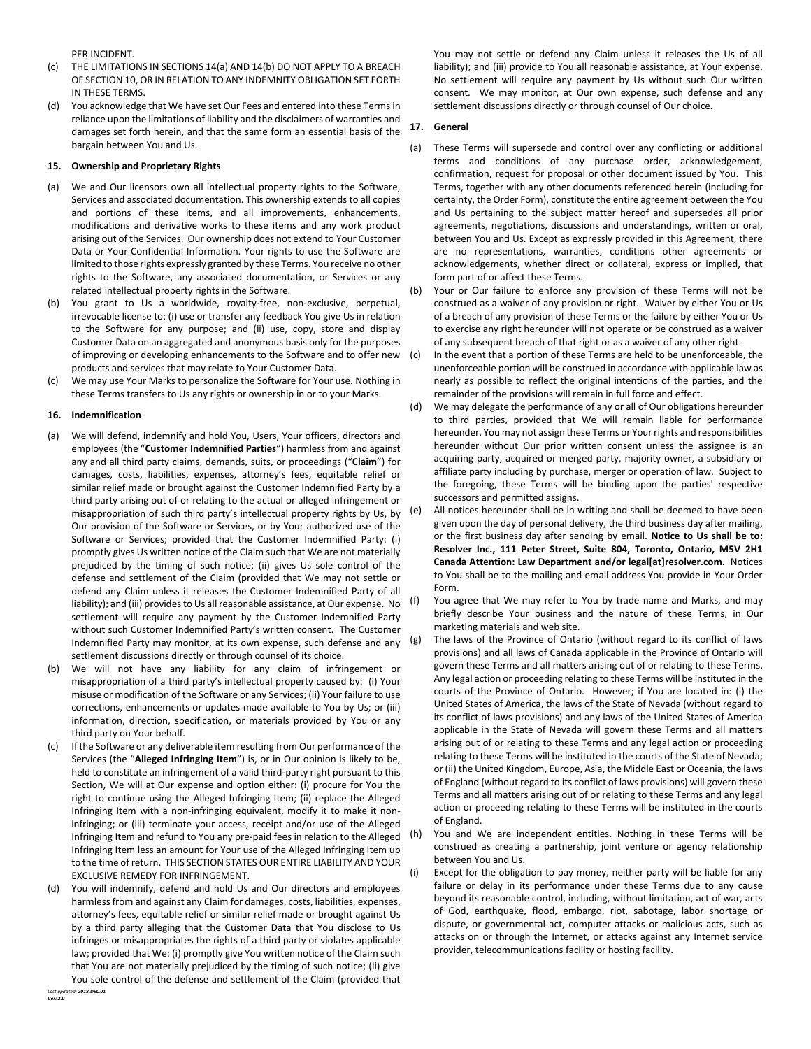PER INCIDENT.

(c) THE LIMITATIONS IN SECTIONS 14(a) AND 14(b) DO NOT APPLY TO A BREACH OF SECTION 10, OR IN RELATION TO ANY INDEMNITY OBLIGATION SET FORTH IN THESE TERMS.

(d) You acknowledge that We have set Our Fees and entered into these Terms in reliance upon the limitations of liability and the disclaimers of warranties and damages set forth herein, and that the same form an essential basis of the bargain between You and Us.

## 15. Ownership and Proprietary Rights

(a) We and Our licensors own all intellectual property rights to the Software, Services and associated documentation. This ownership extends to all copies and portions of these items, and all improvements, enhancements, modifications and derivative works to these items and any work product arising out of the Services. Our ownership does not extend to Your Customer Data or Your Confidential Information. Your rights to use the Software are limited to those rights expressly granted by these Terms. You receive no other rights to the Software, any associated documentation, or Services or any related intellectual property rights in the Software.

(b) You grant to Us a worldwide, royalty-free, non-exclusive, perpetual, irrevocable license to: (i) use or transfer any feedback You give Us in relation to the Software for any purpose; and (ii) use, copy, store and display Customer Data on an aggregated and anonymous basis only for the purposes of improving or developing enhancements to the Software and to offer new products and services that may relate to Your Customer Data.

(c) We may use Your Marks to personalize the Software for Your use. Nothing in these Terms transfers to Us any rights or ownership in or to your Marks.

## 16. Indemnification

(a) We will defend, indemnify and hold You, Users, Your officers, directors and employees (the "**Customer Indemnified Parties**") harmless from and against any and all third party claims, demands, suits, or proceedings ("**Claim**") for damages, costs, liabilities, expenses, attorney's fees, equitable relief or similar relief made or brought against the Customer Indemnified Party by a third party arising out of or relating to the actual or alleged infringement or misappropriation of such third party's intellectual property rights by Us, by Our provision of the Software or Services, or by Your authorized use of the Software or Services; provided that the Customer Indemnified Party: (i) promptly gives Us written notice of the Claim such that We are not materially prejudiced by the timing of such notice; (ii) gives Us sole control of the defense and settlement of the Claim (provided that We may not settle or defend any Claim unless it releases the Customer Indemnified Party of all liability); and (iii) provides to Us all reasonable assistance, at Our expense. No settlement will require any payment by the Customer Indemnified Party without such Customer Indemnified Party's written consent. The Customer Indemnified Party may monitor, at its own expense, such defense and any settlement discussions directly or through counsel of its choice.

(b) We will not have any liability for any claim of infringement or misappropriation of a third party's intellectual property caused by: (i) Your misuse or modification of the Software or any Services; (ii) Your failure to use corrections, enhancements or updates made available to You by Us; or (iii) information, direction, specification, or materials provided by You or any third party on Your behalf.

(c) If the Software or any deliverable item resulting from Our performance of the Services (the "**Alleged Infringing Item**") is, or in Our opinion is likely to be, held to constitute an infringement of a valid third-party right pursuant to this Section, We will at Our expense and option either: (i) procure for You the right to continue using the Alleged Infringing Item; (ii) replace the Alleged Infringing Item with a non-infringing equivalent, modify it to make it non-infringing; or (iii) terminate your access, receipt and/or use of the Alleged Infringing Item and refund to You any pre-paid fees in relation to the Alleged Infringing Item less an amount for Your use of the Alleged Infringing Item up to the time of return. THIS SECTION STATES OUR ENTIRE LIABILITY AND YOUR EXCLUSIVE REMEDY FOR INFRINGEMENT.

(d) You will indemnify, defend and hold Us and Our directors and employees harmless from and against any Claim for damages, costs, liabilities, expenses, attorney's fees, equitable relief or similar relief made or brought against Us by a third party alleging that the Customer Data that You disclose to Us infringes or misappropriates the rights of a third party or violates applicable law; provided that We: (i) promptly give You written notice of the Claim such that You are not materially prejudiced by the timing of such notice; (ii) give You sole control of the defense and settlement of the Claim (provided that You may not settle or defend any Claim unless it releases the Us of all liability); and (iii) provide to You all reasonable assistance, at Your expense. No settlement will require any payment by Us without such Our written consent. We may monitor, at Our own expense, such defense and any settlement discussions directly or through counsel of Our choice.

## 17. General

(a) These Terms will supersede and control over any conflicting or additional terms and conditions of any purchase order, acknowledgement, confirmation, request for proposal or other document issued by You. This Terms, together with any other documents referenced herein (including for certainty, the Order Form), constitute the entire agreement between the You and Us pertaining to the subject matter hereof and supersedes all prior agreements, negotiations, discussions and understandings, written or oral, between You and Us. Except as expressly provided in this Agreement, there are no representations, warranties, conditions other agreements or acknowledgements, whether direct or collateral, express or implied, that form part of or affect these Terms.

(b) Your or Our failure to enforce any provision of these Terms will not be construed as a waiver of any provision or right. Waiver by either You or Us of a breach of any provision of these Terms or the failure by either You or Us to exercise any right hereunder will not operate or be construed as a waiver of any subsequent breach of that right or as a waiver of any other right.

(c) In the event that a portion of these Terms are held to be unenforceable, the unenforceable portion will be construed in accordance with applicable law as nearly as possible to reflect the original intentions of the parties, and the remainder of the provisions will remain in full force and effect.

(d) We may delegate the performance of any or all of Our obligations hereunder to third parties, provided that We will remain liable for performance hereunder. You may not assign these Terms or Your rights and responsibilities hereunder without Our prior written consent unless the assignee is an acquiring party, acquired or merged party, majority owner, a subsidiary or affiliate party including by purchase, merger or operation of law. Subject to the foregoing, these Terms will be binding upon the parties' respective successors and permitted assigns.

(e) All notices hereunder shall be in writing and shall be deemed to have been given upon the day of personal delivery, the third business day after mailing, or the first business day after sending by email. **Notice to Us shall be to: Resolver Inc., 111 Peter Street, Suite 804, Toronto, Ontario, M5V 2H1 Canada Attention: Law Department and/or legal[at]resolver.com**. Notices to You shall be to the mailing and email address You provide in Your Order Form.

(f) You agree that We may refer to You by trade name and Marks, and may briefly describe Your business and the nature of these Terms, in Our marketing materials and web site.

(g) The laws of the Province of Ontario (without regard to its conflict of laws provisions) and all laws of Canada applicable in the Province of Ontario will govern these Terms and all matters arising out of or relating to these Terms. Any legal action or proceeding relating to these Terms will be instituted in the courts of the Province of Ontario. However; if You are located in: (i) the United States of America, the laws of the State of Nevada (without regard to its conflict of laws provisions) and any laws of the United States of America applicable in the State of Nevada will govern these Terms and all matters arising out of or relating to these Terms and any legal action or proceeding relating to these Terms will be instituted in the courts of the State of Nevada; or (ii) the United Kingdom, Europe, Asia, the Middle East or Oceania, the laws of England (without regard to its conflict of laws provisions) will govern these Terms and all matters arising out of or relating to these Terms and any legal action or proceeding relating to these Terms will be instituted in the courts of England.

(h) You and We are independent entities. Nothing in these Terms will be construed as creating a partnership, joint venture or agency relationship between You and Us.

(i) Except for the obligation to pay money, neither party will be liable for any failure or delay in its performance under these Terms due to any cause beyond its reasonable control, including, without limitation, act of war, acts of God, earthquake, flood, embargo, riot, sabotage, labor shortage or dispute, or governmental act, computer attacks or malicious acts, such as attacks on or through the Internet, or attacks against any Internet service provider, telecommunications facility or hosting facility.

*Last updated: 2018.DEC.01*
*Ver: 2.0*